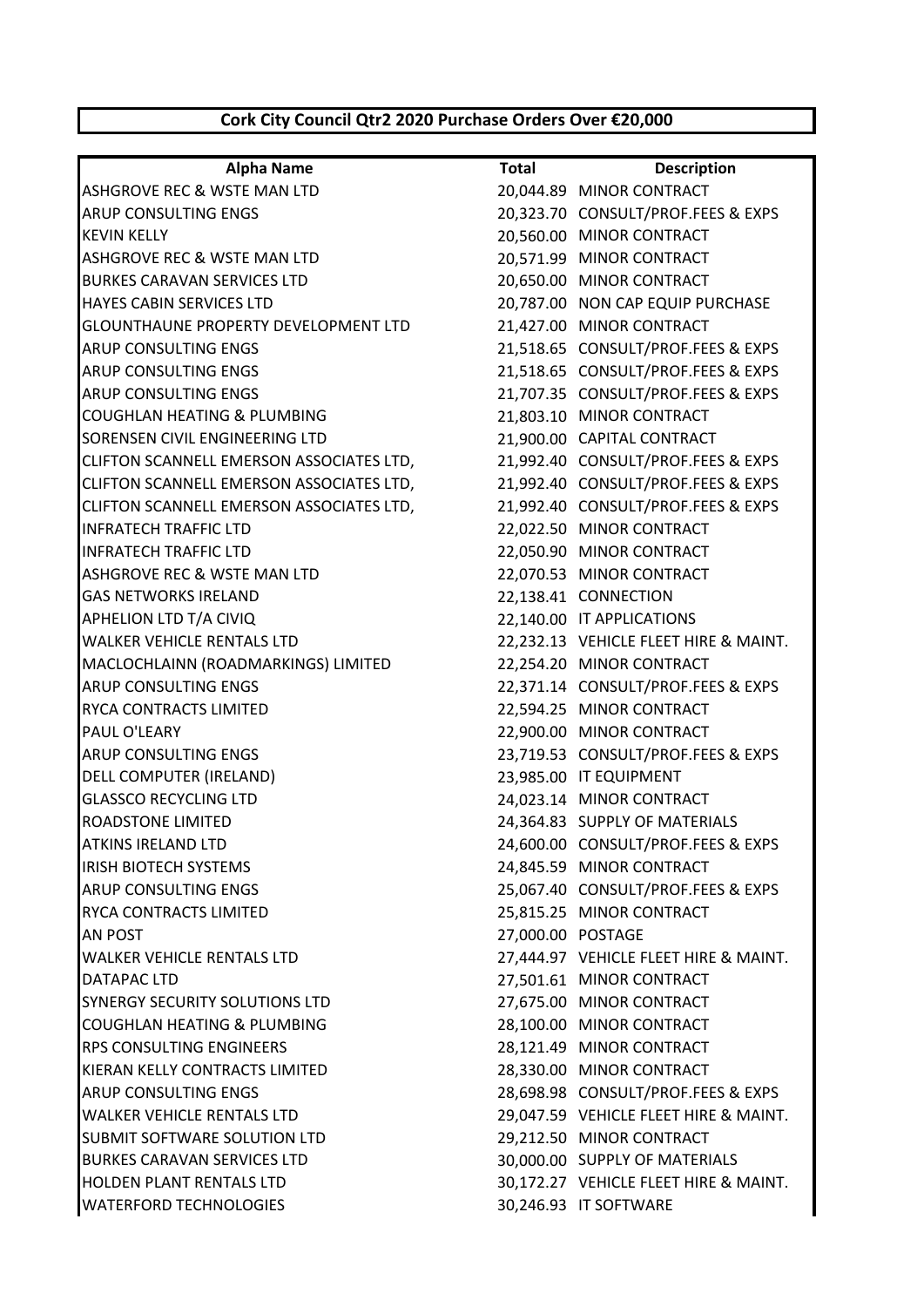# Cork City Council Qtr2 2020 Purchase Orders Over €20,000

| Alpha Name | Total | Description |
|---|---|---|
| ASHGROVE REC & WSTE MAN LTD | 20,044.89 | MINOR CONTRACT |
| ARUP CONSULTING ENGS | 20,323.70 | CONSULT/PROF.FEES & EXPS |
| KEVIN KELLY | 20,560.00 | MINOR CONTRACT |
| ASHGROVE REC & WSTE MAN LTD | 20,571.99 | MINOR CONTRACT |
| BURKES CARAVAN SERVICES LTD | 20,650.00 | MINOR CONTRACT |
| HAYES CABIN SERVICES LTD | 20,787.00 | NON CAP EQUIP PURCHASE |
| GLOUNTHAUNE PROPERTY DEVELOPMENT LTD | 21,427.00 | MINOR CONTRACT |
| ARUP CONSULTING ENGS | 21,518.65 | CONSULT/PROF.FEES & EXPS |
| ARUP CONSULTING ENGS | 21,518.65 | CONSULT/PROF.FEES & EXPS |
| ARUP CONSULTING ENGS | 21,707.35 | CONSULT/PROF.FEES & EXPS |
| COUGHLAN HEATING & PLUMBING | 21,803.10 | MINOR CONTRACT |
| SORENSEN CIVIL ENGINEERING LTD | 21,900.00 | CAPITAL CONTRACT |
| CLIFTON SCANNELL EMERSON ASSOCIATES LTD, | 21,992.40 | CONSULT/PROF.FEES & EXPS |
| CLIFTON SCANNELL EMERSON ASSOCIATES LTD, | 21,992.40 | CONSULT/PROF.FEES & EXPS |
| CLIFTON SCANNELL EMERSON ASSOCIATES LTD, | 21,992.40 | CONSULT/PROF.FEES & EXPS |
| INFRATECH TRAFFIC LTD | 22,022.50 | MINOR CONTRACT |
| INFRATECH TRAFFIC LTD | 22,050.90 | MINOR CONTRACT |
| ASHGROVE REC & WSTE MAN LTD | 22,070.53 | MINOR CONTRACT |
| GAS NETWORKS IRELAND | 22,138.41 | CONNECTION |
| APHELION LTD T/A CIVIQ | 22,140.00 | IT APPLICATIONS |
| WALKER VEHICLE RENTALS LTD | 22,232.13 | VEHICLE FLEET HIRE & MAINT. |
| MACLOCHLAINN (ROADMARKINGS) LIMITED | 22,254.20 | MINOR CONTRACT |
| ARUP CONSULTING ENGS | 22,371.14 | CONSULT/PROF.FEES & EXPS |
| RYCA CONTRACTS LIMITED | 22,594.25 | MINOR CONTRACT |
| PAUL O'LEARY | 22,900.00 | MINOR CONTRACT |
| ARUP CONSULTING ENGS | 23,719.53 | CONSULT/PROF.FEES & EXPS |
| DELL COMPUTER (IRELAND) | 23,985.00 | IT EQUIPMENT |
| GLASSCO RECYCLING LTD | 24,023.14 | MINOR CONTRACT |
| ROADSTONE LIMITED | 24,364.83 | SUPPLY OF MATERIALS |
| ATKINS IRELAND LTD | 24,600.00 | CONSULT/PROF.FEES & EXPS |
| IRISH BIOTECH SYSTEMS | 24,845.59 | MINOR CONTRACT |
| ARUP CONSULTING ENGS | 25,067.40 | CONSULT/PROF.FEES & EXPS |
| RYCA CONTRACTS LIMITED | 25,815.25 | MINOR CONTRACT |
| AN POST | 27,000.00 | POSTAGE |
| WALKER VEHICLE RENTALS LTD | 27,444.97 | VEHICLE FLEET HIRE & MAINT. |
| DATAPAC LTD | 27,501.61 | MINOR CONTRACT |
| SYNERGY SECURITY SOLUTIONS LTD | 27,675.00 | MINOR CONTRACT |
| COUGHLAN HEATING & PLUMBING | 28,100.00 | MINOR CONTRACT |
| RPS CONSULTING ENGINEERS | 28,121.49 | MINOR CONTRACT |
| KIERAN KELLY CONTRACTS LIMITED | 28,330.00 | MINOR CONTRACT |
| ARUP CONSULTING ENGS | 28,698.98 | CONSULT/PROF.FEES & EXPS |
| WALKER VEHICLE RENTALS LTD | 29,047.59 | VEHICLE FLEET HIRE & MAINT. |
| SUBMIT SOFTWARE SOLUTION LTD | 29,212.50 | MINOR CONTRACT |
| BURKES CARAVAN SERVICES LTD | 30,000.00 | SUPPLY OF MATERIALS |
| HOLDEN PLANT RENTALS LTD | 30,172.27 | VEHICLE FLEET HIRE & MAINT. |
| WATERFORD TECHNOLOGIES | 30,246.93 | IT SOFTWARE |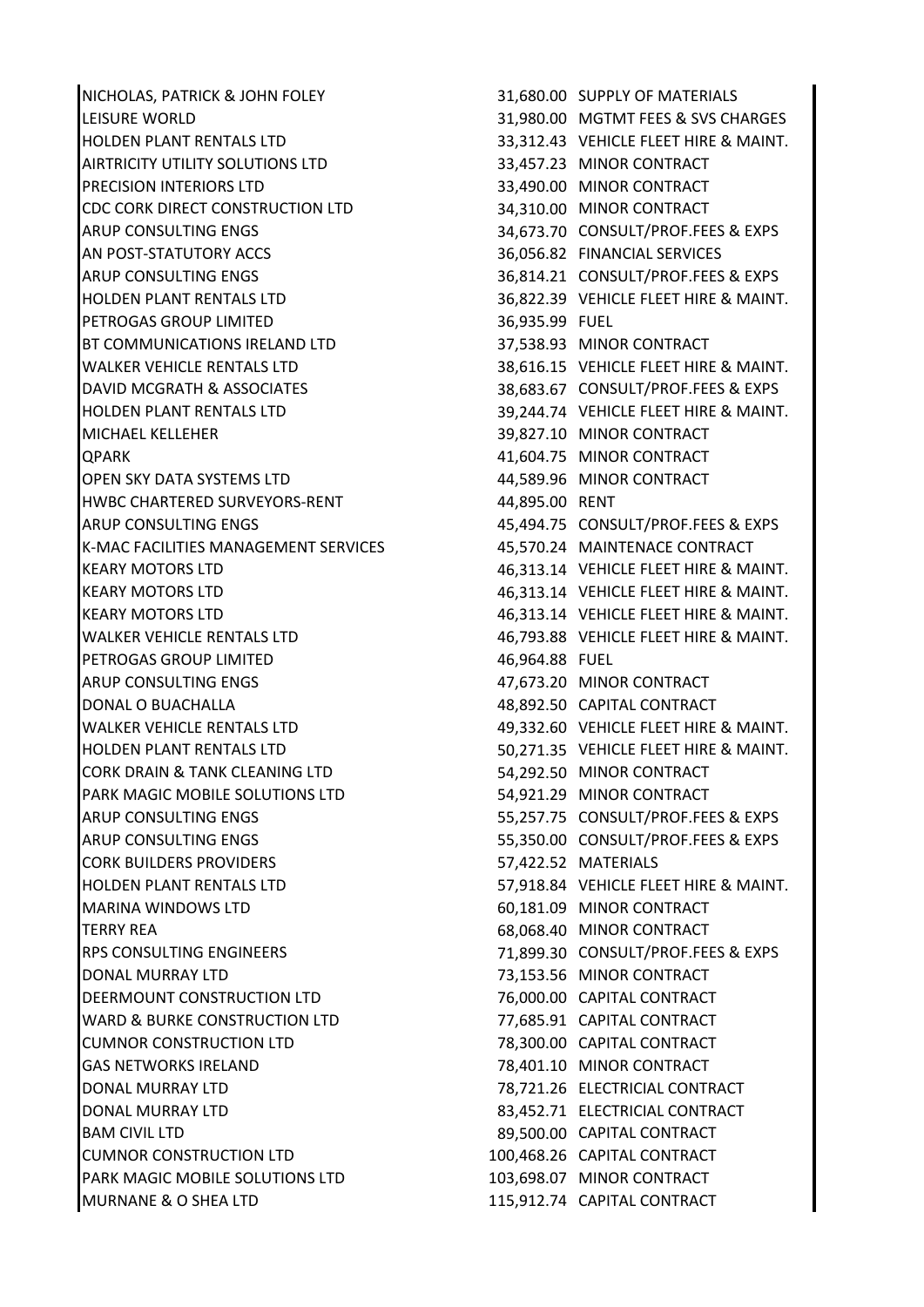| | | |
|---|---|---|
| NICHOLAS, PATRICK & JOHN FOLEY | 31,680.00 | SUPPLY OF MATERIALS |
| LEISURE WORLD | 31,980.00 | MGTMT FEES & SVS CHARGES |
| HOLDEN PLANT RENTALS LTD | 33,312.43 | VEHICLE FLEET HIRE & MAINT. |
| AIRTRICITY UTILITY SOLUTIONS LTD | 33,457.23 | MINOR CONTRACT |
| PRECISION INTERIORS LTD | 33,490.00 | MINOR CONTRACT |
| CDC CORK DIRECT CONSTRUCTION LTD | 34,310.00 | MINOR CONTRACT |
| ARUP CONSULTING ENGS | 34,673.70 | CONSULT/PROF.FEES & EXPS |
| AN POST-STATUTORY ACCS | 36,056.82 | FINANCIAL SERVICES |
| ARUP CONSULTING ENGS | 36,814.21 | CONSULT/PROF.FEES & EXPS |
| HOLDEN PLANT RENTALS LTD | 36,822.39 | VEHICLE FLEET HIRE & MAINT. |
| PETROGAS GROUP LIMITED | 36,935.99 | FUEL |
| BT COMMUNICATIONS IRELAND LTD | 37,538.93 | MINOR CONTRACT |
| WALKER VEHICLE RENTALS LTD | 38,616.15 | VEHICLE FLEET HIRE & MAINT. |
| DAVID MCGRATH & ASSOCIATES | 38,683.67 | CONSULT/PROF.FEES & EXPS |
| HOLDEN PLANT RENTALS LTD | 39,244.74 | VEHICLE FLEET HIRE & MAINT. |
| MICHAEL KELLEHER | 39,827.10 | MINOR CONTRACT |
| QPARK | 41,604.75 | MINOR CONTRACT |
| OPEN SKY DATA SYSTEMS LTD | 44,589.96 | MINOR CONTRACT |
| HWBC CHARTERED SURVEYORS-RENT | 44,895.00 | RENT |
| ARUP CONSULTING ENGS | 45,494.75 | CONSULT/PROF.FEES & EXPS |
| K-MAC FACILITIES MANAGEMENT SERVICES | 45,570.24 | MAINTENACE CONTRACT |
| KEARY MOTORS LTD | 46,313.14 | VEHICLE FLEET HIRE & MAINT. |
| KEARY MOTORS LTD | 46,313.14 | VEHICLE FLEET HIRE & MAINT. |
| KEARY MOTORS LTD | 46,313.14 | VEHICLE FLEET HIRE & MAINT. |
| WALKER VEHICLE RENTALS LTD | 46,793.88 | VEHICLE FLEET HIRE & MAINT. |
| PETROGAS GROUP LIMITED | 46,964.88 | FUEL |
| ARUP CONSULTING ENGS | 47,673.20 | MINOR CONTRACT |
| DONAL O BUACHALLA | 48,892.50 | CAPITAL CONTRACT |
| WALKER VEHICLE RENTALS LTD | 49,332.60 | VEHICLE FLEET HIRE & MAINT. |
| HOLDEN PLANT RENTALS LTD | 50,271.35 | VEHICLE FLEET HIRE & MAINT. |
| CORK DRAIN & TANK CLEANING LTD | 54,292.50 | MINOR CONTRACT |
| PARK MAGIC MOBILE SOLUTIONS LTD | 54,921.29 | MINOR CONTRACT |
| ARUP CONSULTING ENGS | 55,257.75 | CONSULT/PROF.FEES & EXPS |
| ARUP CONSULTING ENGS | 55,350.00 | CONSULT/PROF.FEES & EXPS |
| CORK BUILDERS PROVIDERS | 57,422.52 | MATERIALS |
| HOLDEN PLANT RENTALS LTD | 57,918.84 | VEHICLE FLEET HIRE & MAINT. |
| MARINA WINDOWS LTD | 60,181.09 | MINOR CONTRACT |
| TERRY REA | 68,068.40 | MINOR CONTRACT |
| RPS CONSULTING ENGINEERS | 71,899.30 | CONSULT/PROF.FEES & EXPS |
| DONAL MURRAY LTD | 73,153.56 | MINOR CONTRACT |
| DEERMOUNT CONSTRUCTION LTD | 76,000.00 | CAPITAL CONTRACT |
| WARD & BURKE CONSTRUCTION LTD | 77,685.91 | CAPITAL CONTRACT |
| CUMNOR CONSTRUCTION LTD | 78,300.00 | CAPITAL CONTRACT |
| GAS NETWORKS IRELAND | 78,401.10 | MINOR CONTRACT |
| DONAL MURRAY LTD | 78,721.26 | ELECTRICIAL CONTRACT |
| DONAL MURRAY LTD | 83,452.71 | ELECTRICIAL CONTRACT |
| BAM CIVIL LTD | 89,500.00 | CAPITAL CONTRACT |
| CUMNOR CONSTRUCTION LTD | 100,468.26 | CAPITAL CONTRACT |
| PARK MAGIC MOBILE SOLUTIONS LTD | 103,698.07 | MINOR CONTRACT |
| MURNANE & O SHEA LTD | 115,912.74 | CAPITAL CONTRACT |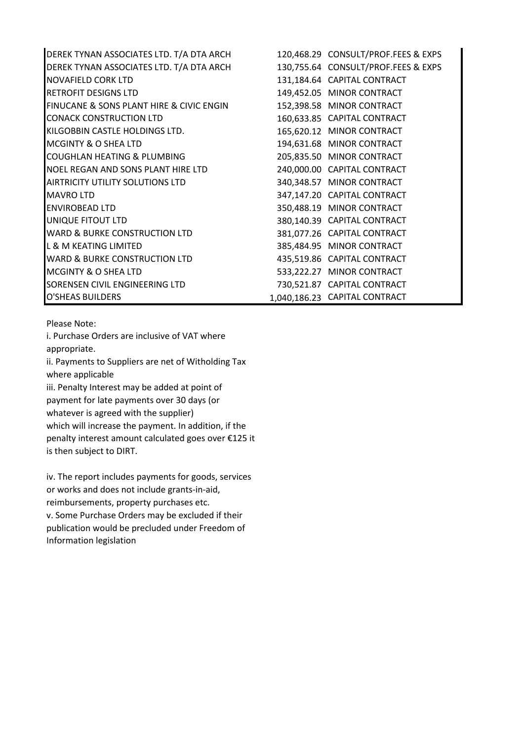| | | |
|---|---|---|
| DEREK TYNAN ASSOCIATES LTD. T/A DTA ARCH | 120,468.29 | CONSULT/PROF.FEES & EXPS |
| DEREK TYNAN ASSOCIATES LTD. T/A DTA ARCH | 130,755.64 | CONSULT/PROF.FEES & EXPS |
| NOVAFIELD CORK LTD | 131,184.64 | CAPITAL CONTRACT |
| RETROFIT DESIGNS LTD | 149,452.05 | MINOR CONTRACT |
| FINUCANE & SONS PLANT HIRE & CIVIC ENGIN | 152,398.58 | MINOR CONTRACT |
| CONACK CONSTRUCTION LTD | 160,633.85 | CAPITAL CONTRACT |
| KILGOBBIN CASTLE HOLDINGS LTD. | 165,620.12 | MINOR CONTRACT |
| MCGINTY & O SHEA LTD | 194,631.68 | MINOR CONTRACT |
| COUGHLAN HEATING & PLUMBING | 205,835.50 | MINOR CONTRACT |
| NOEL REGAN AND SONS PLANT HIRE LTD | 240,000.00 | CAPITAL CONTRACT |
| AIRTRICITY UTILITY SOLUTIONS LTD | 340,348.57 | MINOR CONTRACT |
| MAVRO LTD | 347,147.20 | CAPITAL CONTRACT |
| ENVIROBEAD LTD | 350,488.19 | MINOR CONTRACT |
| UNIQUE FITOUT LTD | 380,140.39 | CAPITAL CONTRACT |
| WARD & BURKE CONSTRUCTION LTD | 381,077.26 | CAPITAL CONTRACT |
| L & M KEATING LIMITED | 385,484.95 | MINOR CONTRACT |
| WARD & BURKE CONSTRUCTION LTD | 435,519.86 | CAPITAL CONTRACT |
| MCGINTY & O SHEA LTD | 533,222.27 | MINOR CONTRACT |
| SORENSEN CIVIL ENGINEERING LTD | 730,521.87 | CAPITAL CONTRACT |
| O'SHEAS BUILDERS | 1,040,186.23 | CAPITAL CONTRACT |

Please Note:

i. Purchase Orders are inclusive of VAT where appropriate.

ii. Payments to Suppliers are net of Witholding Tax where applicable

iii. Penalty Interest may be added at point of payment for late payments over 30 days (or whatever is agreed with the supplier) which will increase the payment. In addition, if the penalty interest amount calculated goes over €125 it is then subject to DIRT.

iv. The report includes payments for goods, services or works and does not include grants-in-aid, reimbursements, property purchases etc.

v. Some Purchase Orders may be excluded if their publication would be precluded under Freedom of Information legislation